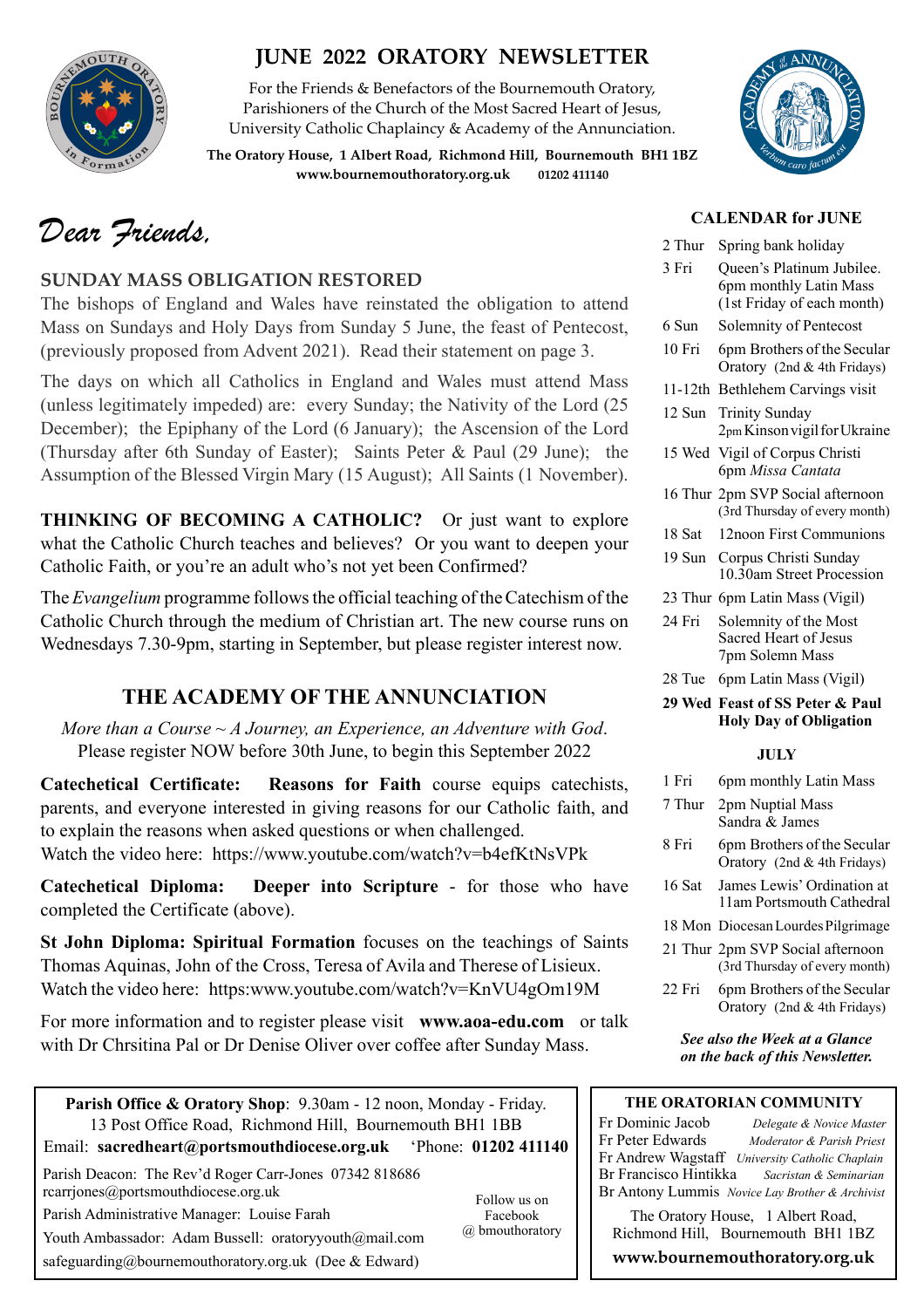# JUNE 2022 ORATORY NEWSLETTER

For the Friends & Benefactors of the Bournemouth Oratory,
Parishioners of the Church of the Most Sacred Heart of Jesus,
University Catholic Chaplaincy & Academy of the Annunciation.

**The Oratory House, 1 Albert Road, Richmond Hill, Bournemouth BH1 1BZ**
**www.bournemouthoratory.org.uk 01202 411140**

*Dear Friends,*

## SUNDAY MASS OBLIGATION RESTORED

The bishops of England and Wales have reinstated the obligation to attend Mass on Sundays and Holy Days from Sunday 5 June, the feast of Pentecost, (previously proposed from Advent 2021). Read their statement on page 3.

The days on which all Catholics in England and Wales must attend Mass (unless legitimately impeded) are: every Sunday; the Nativity of the Lord (25 December); the Epiphany of the Lord (6 January); the Ascension of the Lord (Thursday after 6th Sunday of Easter); Saints Peter & Paul (29 June); the Assumption of the Blessed Virgin Mary (15 August); All Saints (1 November).

**THINKING OF BECOMING A CATHOLIC?** Or just want to explore what the Catholic Church teaches and believes? Or you want to deepen your Catholic Faith, or you're an adult who's not yet been Confirmed?

The *Evangelium* programme follows the official teaching of the Catechism of the Catholic Church through the medium of Christian art. The new course runs on Wednesdays 7.30-9pm, starting in September, but please register interest now.

## THE ACADEMY OF THE ANNUNCIATION

*More than a Course ~ A Journey, an Experience, an Adventure with God*.
Please register NOW before 30th June, to begin this September 2022

**Catechetical Certificate: Reasons for Faith** course equips catechists, parents, and everyone interested in giving reasons for our Catholic faith, and to explain the reasons when asked questions or when challenged.
Watch the video here: https://www.youtube.com/watch?v=b4efKtNsVPk

**Catechetical Diploma: Deeper into Scripture** - for those who have completed the Certificate (above).

**St John Diploma: Spiritual Formation** focuses on the teachings of Saints Thomas Aquinas, John of the Cross, Teresa of Avila and Therese of Lisieux.
Watch the video here: https:www.youtube.com/watch?v=KnVU4gOm19M

For more information and to register please visit **www.aoa-edu.com** or talk with Dr Chrsitina Pal or Dr Denise Oliver over coffee after Sunday Mass.

## CALENDAR for JUNE

| | |
|---|---|
| 2 Thur | Spring bank holiday |
| 3 Fri | Queen's Platinum Jubilee. 6pm monthly Latin Mass (1st Friday of each month) |
| 6 Sun | Solemnity of Pentecost |
| 10 Fri | 6pm Brothers of the Secular Oratory (2nd & 4th Fridays) |
| 11-12th | Bethlehem Carvings visit |
| 12 Sun | Trinity Sunday 2pm Kinson vigil for Ukraine |
| 15 Wed | Vigil of Corpus Christi 6pm *Missa Cantata* |
| 16 Thur | 2pm SVP Social afternoon (3rd Thursday of every month) |
| 18 Sat | 12noon First Communions |
| 19 Sun | Corpus Christi Sunday 10.30am Street Procession |
| 23 Thur | 6pm Latin Mass (Vigil) |
| 24 Fri | Solemnity of the Most Sacred Heart of Jesus 7pm Solemn Mass |
| 28 Tue | 6pm Latin Mass (Vigil) |
| **29 Wed** | **Feast of SS Peter & Paul Holy Day of Obligation** |

### JULY

| | |
|---|---|
| 1 Fri | 6pm monthly Latin Mass |
| 7 Thur | 2pm Nuptial Mass Sandra & James |
| 8 Fri | 6pm Brothers of the Secular Oratory (2nd & 4th Fridays) |
| 16 Sat | James Lewis' Ordination at 11am Portsmouth Cathedral |
| 18 Mon | Diocesan Lourdes Pilgrimage |
| 21 Thur | 2pm SVP Social afternoon (3rd Thursday of every month) |
| 22 Fri | 6pm Brothers of the Secular Oratory (2nd & 4th Fridays) |

***See also the Week at a Glance on the back of this Newsletter.***

**Parish Office & Oratory Shop**: 9.30am - 12 noon, Monday - Friday.
13 Post Office Road, Richmond Hill, Bournemouth BH1 1BB
Email: **sacredheart@portsmouthdiocese.org.uk** 'Phone: **01202 411140**

Parish Deacon: The Rev'd Roger Carr-Jones 07342 818686
rcarrjones@portsmouthdiocese.org.uk
Parish Administrative Manager: Louise Farah
Youth Ambassador: Adam Bussell: oratoryyouth@mail.com
safeguarding@bournemouthoratory.org.uk (Dee & Edward)

Follow us on Facebook @ bmouthoratory

### THE ORATORIAN COMMUNITY

Fr Dominic Jacob — *Delegate & Novice Master*
Fr Peter Edwards — *Moderator & Parish Priest*
Fr Andrew Wagstaff — *University Catholic Chaplain*
Br Francisco Hintikka — *Sacristan & Seminarian*
Br Antony Lummis — *Novice Lay Brother & Archivist*

The Oratory House, 1 Albert Road,
Richmond Hill, Bournemouth BH1 1BZ
**www.bournemouthoratory.org.uk**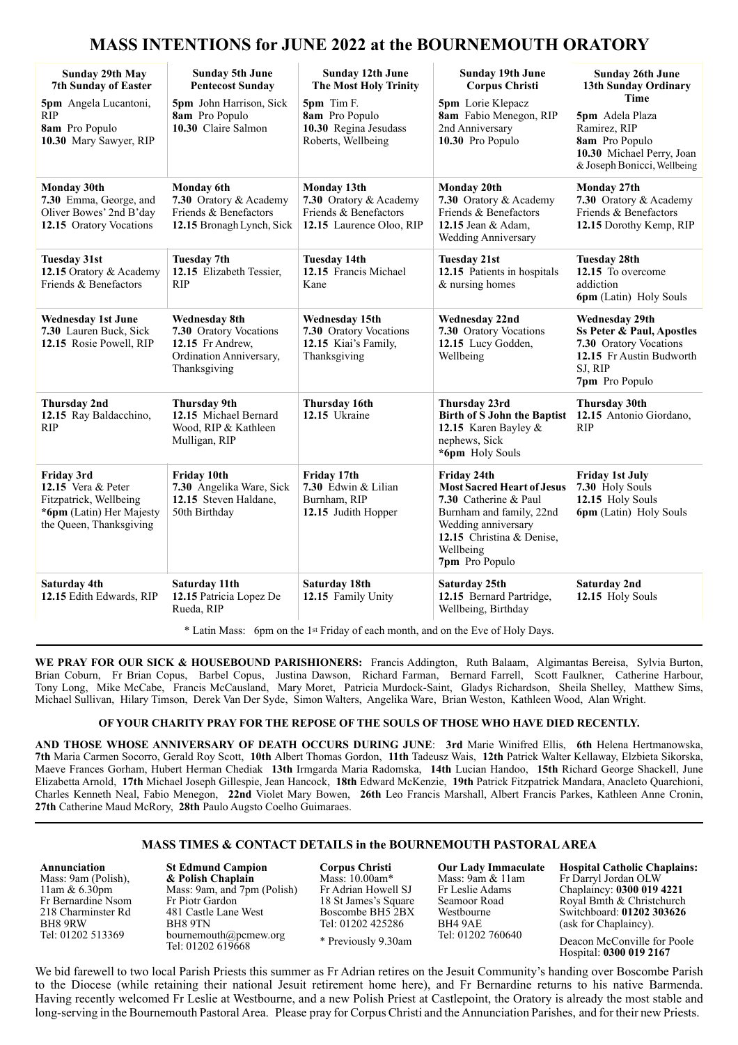# MASS INTENTIONS for JUNE 2022 at the BOURNEMOUTH ORATORY

| Sunday 29th May<br>7th Sunday of Easter | Sunday 5th June<br>Pentecost Sunday | Sunday 12th June<br>The Most Holy Trinity | Sunday 19th June<br>Corpus Christi | Sunday 26th June<br>13th Sunday Ordinary Time |
|---|---|---|---|---|
| **5pm** Angela Lucantoni, RIP<br>**8am** Pro Populo<br>**10.30** Mary Sawyer, RIP | **5pm** John Harrison, Sick<br>**8am** Pro Populo<br>**10.30** Claire Salmon | **5pm** Tim F.<br>**8am** Pro Populo<br>**10.30** Regina Jesudass Roberts, Wellbeing | **5pm** Lorie Klepacz<br>**8am** Fabio Menegon, RIP 2nd Anniversary<br>**10.30** Pro Populo | **5pm** Adela Plaza Ramirez, RIP<br>**8am** Pro Populo<br>**10.30** Michael Perry, Joan & Joseph Bonicci, Wellbeing |
| **Monday 30th**<br>**7.30** Emma, George, and Oliver Bowes' 2nd B'day<br>**12.15** Oratory Vocations | **Monday 6th**<br>**7.30** Oratory & Academy Friends & Benefactors<br>**12.15** Bronagh Lynch, Sick | **Monday 13th**<br>**7.30** Oratory & Academy Friends & Benefactors<br>**12.15** Laurence Oloo, RIP | **Monday 20th**<br>**7.30** Oratory & Academy Friends & Benefactors<br>**12.15** Jean & Adam, Wedding Anniversary | **Monday 27th**<br>**7.30** Oratory & Academy Friends & Benefactors<br>**12.15** Dorothy Kemp, RIP |
| **Tuesday 31st**<br>**12.15** Oratory & Academy Friends & Benefactors | **Tuesday 7th**<br>**12.15** Elizabeth Tessier, RIP | **Tuesday 14th**<br>**12.15** Francis Michael Kane | **Tuesday 21st**<br>**12.15** Patients in hospitals & nursing homes | **Tuesday 28th**<br>**12.15** To overcome addiction<br>**6pm** (Latin) Holy Souls |
| **Wednesday 1st June**<br>**7.30** Lauren Buck, Sick<br>**12.15** Rosie Powell, RIP | **Wednesday 8th**<br>**7.30** Oratory Vocations<br>**12.15** Fr Andrew, Ordination Anniversary, Thanksgiving | **Wednesday 15th**<br>**7.30** Oratory Vocations<br>**12.15** Kiai's Family, Thanksgiving | **Wednesday 22nd**<br>**7.30** Oratory Vocations<br>**12.15** Lucy Godden, Wellbeing | **Wednesday 29th**<br>**Ss Peter & Paul, Apostles**<br>**7.30** Oratory Vocations<br>**12.15** Fr Austin Budworth SJ, RIP<br>**7pm** Pro Populo |
| **Thursday 2nd**<br>**12.15** Ray Baldacchino, RIP | **Thursday 9th**<br>**12.15** Michael Bernard Wood, RIP & Kathleen Mulligan, RIP | **Thursday 16th**<br>**12.15** Ukraine | **Thursday 23rd**<br>**Birth of S John the Baptist**<br>**12.15** Karen Bayley & nephews, Sick<br>**\*6pm** Holy Souls | **Thursday 30th**<br>**12.15** Antonio Giordano, RIP |
| **Friday 3rd**<br>**12.15** Vera & Peter Fitzpatrick, Wellbeing<br>**\*6pm** (Latin) Her Majesty the Queen, Thanksgiving | **Friday 10th**<br>**7.30** Angelika Ware, Sick<br>**12.15** Steven Haldane, 50th Birthday | **Friday 17th**<br>**7.30** Edwin & Lilian Burnham, RIP<br>**12.15** Judith Hopper | **Friday 24th**<br>**Most Sacred Heart of Jesus**<br>**7.30** Catherine & Paul Burnham and family, 22nd Wedding anniversary<br>**12.15** Christina & Denise, Wellbeing<br>**7pm** Pro Populo | **Friday 1st July**<br>**7.30** Holy Souls<br>**12.15** Holy Souls<br>**6pm** (Latin) Holy Souls |
| **Saturday 4th**<br>**12.15** Edith Edwards, RIP | **Saturday 11th**<br>**12.15** Patricia Lopez De Rueda, RIP | **Saturday 18th**<br>**12.15** Family Unity | **Saturday 25th**<br>**12.15** Bernard Partridge, Wellbeing, Birthday | **Saturday 2nd**<br>**12.15** Holy Souls |

\* Latin Mass: 6pm on the 1st Friday of each month, and on the Eve of Holy Days.

**WE PRAY FOR OUR SICK & HOUSEBOUND PARISHIONERS:** Francis Addington, Ruth Balaam, Algimantas Bereisa, Sylvia Burton, Brian Coburn, Fr Brian Copus, Barbel Copus, Justina Dawson, Richard Farman, Bernard Farrell, Scott Faulkner, Catherine Harbour, Tony Long, Mike McCabe, Francis McCausland, Mary Moret, Patricia Murdock-Saint, Gladys Richardson, Sheila Shelley, Matthew Sims, Michael Sullivan, Hilary Timson, Derek Van Der Syde, Simon Walters, Angelika Ware, Brian Weston, Kathleen Wood, Alan Wright.

**OF YOUR CHARITY PRAY FOR THE REPOSE OF THE SOULS OF THOSE WHO HAVE DIED RECENTLY.**

**AND THOSE WHOSE ANNIVERSARY OF DEATH OCCURS DURING JUNE**: **3rd** Marie Winifred Ellis, **6th** Helena Hertmanowska, **7th** Maria Carmen Socorro, Gerald Roy Scott, **10th** Albert Thomas Gordon, **11th** Tadeusz Wais, **12th** Patrick Walter Kellaway, Elzbieta Sikorska, Maeve Frances Gorham, Hubert Herman Chediak **13th** Irmgarda Maria Radomska, **14th** Lucian Handoo, **15th** Richard George Shackell, June Elizabetta Arnold, **17th** Michael Joseph Gillespie, Jean Hancock, **18th** Edward McKenzie, **19th** Patrick Fitzpatrick Mandara, Anacleto Quarchioni, Charles Kenneth Neal, Fabio Menegon, **22nd** Violet Mary Bowen, **26th** Leo Francis Marshall, Albert Francis Parkes, Kathleen Anne Cronin, **27th** Catherine Maud McRory, **28th** Paulo Augsto Coelho Guimaraes.

## MASS TIMES & CONTACT DETAILS in the BOURNEMOUTH PASTORAL AREA

**Annunciation**
Mass: 9am (Polish), 11am & 6.30pm
Fr Bernardine Nsom
218 Charminster Rd
BH8 9RW
Tel: 01202 513369

**St Edmund Campion & Polish Chaplain**
Mass: 9am, and 7pm (Polish)
Fr Piotr Gardon
481 Castle Lane West
BH8 9TN
bournemouth@pcmew.org
Tel: 01202 619668

**Corpus Christi**
Mass: 10.00am*
Fr Adrian Howell SJ
18 St James's Square
Boscombe BH5 2BX
Tel: 01202 425286
\* Previously 9.30am

**Our Lady Immaculate**
Mass: 9am & 11am
Fr Leslie Adams
Seamoor Road
Westbourne
BH4 9AE
Tel: 01202 760640

**Hospital Catholic Chaplains:**
Fr Darryl Jordan OLW
Chaplaincy: **0300 019 4221**
Royal Bmth & Christchurch
Switchboard: **01202 303626** (ask for Chaplaincy).
Deacon McConville for Poole Hospital: **0300 019 2167**

We bid farewell to two local Parish Priests this summer as Fr Adrian retires on the Jesuit Community's handing over Boscombe Parish to the Diocese (while retaining their national Jesuit retirement home here), and Fr Bernardine returns to his native Barmenda. Having recently welcomed Fr Leslie at Westbourne, and a new Polish Priest at Castlepoint, the Oratory is already the most stable and long-serving in the Bournemouth Pastoral Area. Please pray for Corpus Christi and the Annunciation Parishes, and for their new Priests.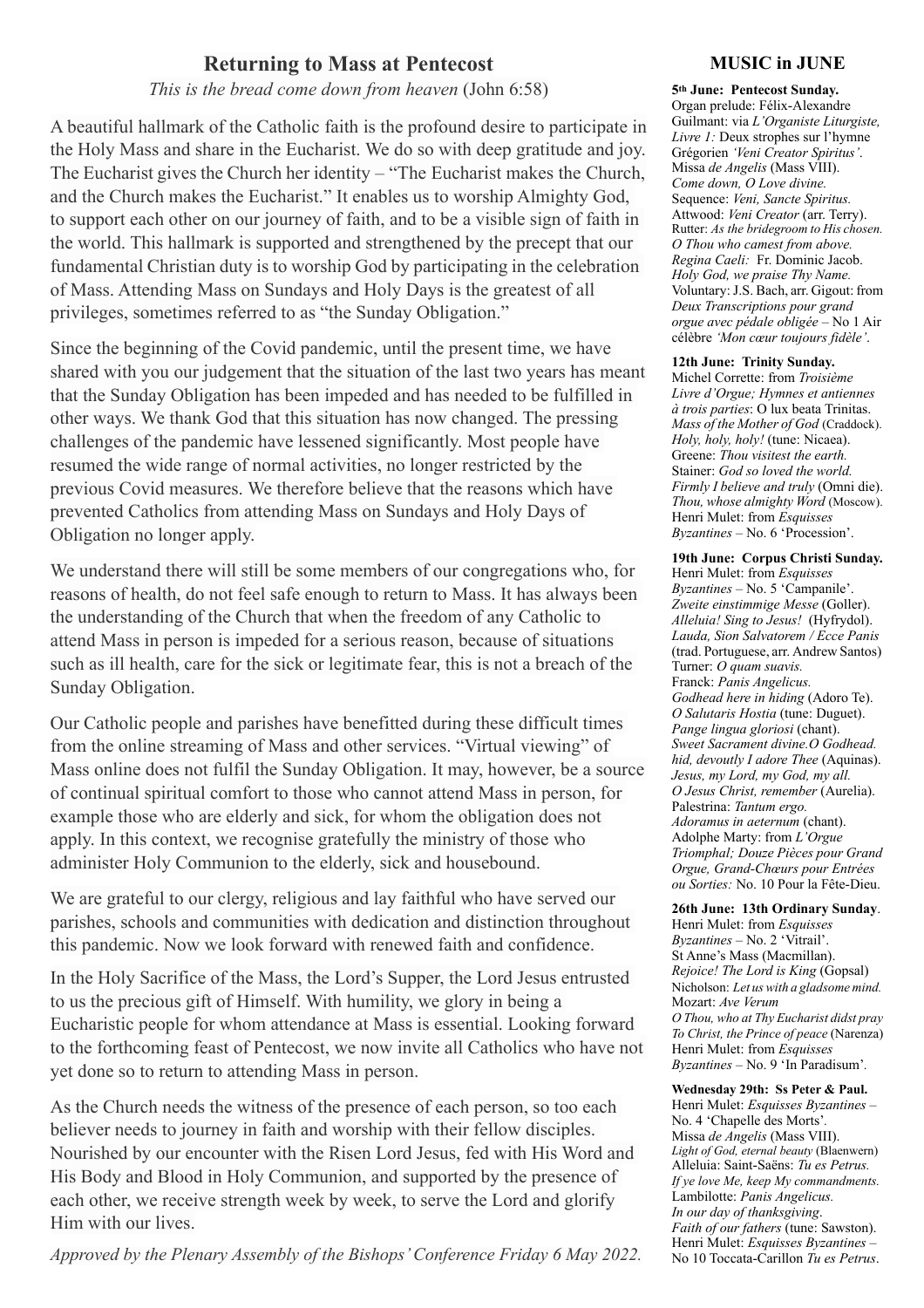## Returning to Mass at Pentecost

*This is the bread come down from heaven* (John 6:58)

A beautiful hallmark of the Catholic faith is the profound desire to participate in the Holy Mass and share in the Eucharist. We do so with deep gratitude and joy. The Eucharist gives the Church her identity – "The Eucharist makes the Church, and the Church makes the Eucharist." It enables us to worship Almighty God, to support each other on our journey of faith, and to be a visible sign of faith in the world. This hallmark is supported and strengthened by the precept that our fundamental Christian duty is to worship God by participating in the celebration of Mass. Attending Mass on Sundays and Holy Days is the greatest of all privileges, sometimes referred to as "the Sunday Obligation."

Since the beginning of the Covid pandemic, until the present time, we have shared with you our judgement that the situation of the last two years has meant that the Sunday Obligation has been impeded and has needed to be fulfilled in other ways. We thank God that this situation has now changed. The pressing challenges of the pandemic have lessened significantly. Most people have resumed the wide range of normal activities, no longer restricted by the previous Covid measures. We therefore believe that the reasons which have prevented Catholics from attending Mass on Sundays and Holy Days of Obligation no longer apply.

We understand there will still be some members of our congregations who, for reasons of health, do not feel safe enough to return to Mass. It has always been the understanding of the Church that when the freedom of any Catholic to attend Mass in person is impeded for a serious reason, because of situations such as ill health, care for the sick or legitimate fear, this is not a breach of the Sunday Obligation.

Our Catholic people and parishes have benefitted during these difficult times from the online streaming of Mass and other services. "Virtual viewing" of Mass online does not fulfil the Sunday Obligation. It may, however, be a source of continual spiritual comfort to those who cannot attend Mass in person, for example those who are elderly and sick, for whom the obligation does not apply. In this context, we recognise gratefully the ministry of those who administer Holy Communion to the elderly, sick and housebound.

We are grateful to our clergy, religious and lay faithful who have served our parishes, schools and communities with dedication and distinction throughout this pandemic. Now we look forward with renewed faith and confidence.

In the Holy Sacrifice of the Mass, the Lord's Supper, the Lord Jesus entrusted to us the precious gift of Himself. With humility, we glory in being a Eucharistic people for whom attendance at Mass is essential. Looking forward to the forthcoming feast of Pentecost, we now invite all Catholics who have not yet done so to return to attending Mass in person.

As the Church needs the witness of the presence of each person, so too each believer needs to journey in faith and worship with their fellow disciples. Nourished by our encounter with the Risen Lord Jesus, fed with His Word and His Body and Blood in Holy Communion, and supported by the presence of each other, we receive strength week by week, to serve the Lord and glorify Him with our lives.

*Approved by the Plenary Assembly of the Bishops' Conference Friday 6 May 2022.*

## MUSIC in JUNE

**5th June: Pentecost Sunday.**
Organ prelude: Félix-Alexandre Guilmant: via *L'Organiste Liturgiste, Livre 1:* Deux strophes sur l'hymne Grégorien *'Veni Creator Spiritus'*.
Missa *de Angelis* (Mass VIII).
*Come down, O Love divine.*
Sequence: *Veni, Sancte Spiritus.*
Attwood: *Veni Creator* (arr. Terry).
Rutter: *As the bridegroom to His chosen.*
*O Thou who camest from above.*
*Regina Caeli:* Fr. Dominic Jacob.
*Holy God, we praise Thy Name.*
Voluntary: J.S. Bach, arr. Gigout: from *Deux Transcriptions pour grand orgue avec pédale obligée* – No 1 Air célèbre *'Mon cœur toujours fidèle'*.

**12th June: Trinity Sunday.**
Michel Corrette: from *Troisième Livre d'Orgue; Hymnes et antiennes à trois parties*: O lux beata Trinitas.
*Mass of the Mother of God* (Craddock).
*Holy, holy, holy!* (tune: Nicaea).
Greene: *Thou visitest the earth.*
Stainer: *God so loved the world.*
*Firmly I believe and truly* (Omni die).
*Thou, whose almighty Word* (Moscow).
Henri Mulet: from *Esquisses Byzantines* – No. 6 'Procession'.

**19th June: Corpus Christi Sunday.**
Henri Mulet: from *Esquisses Byzantines* – No. 5 'Campanile'.
*Zweite einstimmige Messe* (Goller).
*Alleluia! Sing to Jesus!* (Hyfrydol).
*Lauda, Sion Salvatorem / Ecce Panis* (trad. Portuguese, arr. Andrew Santos)
Turner: *O quam suavis.*
Franck: *Panis Angelicus.*
*Godhead here in hiding* (Adoro Te).
*O Salutaris Hostia* (tune: Duguet).
*Pange lingua gloriosi* (chant).
*Sweet Sacrament divine.O Godhead. hid, devoutly I adore Thee* (Aquinas).
*Jesus, my Lord, my God, my all.*
*O Jesus Christ, remember* (Aurelia).
Palestrina: *Tantum ergo.*
*Adoramus in aeternum* (chant).
Adolphe Marty: from *L'Orgue Triomphal; Douze Pièces pour Grand Orgue, Grand-Chœurs pour Entrées ou Sorties:* No. 10 Pour la Fête-Dieu.

**26th June: 13th Ordinary Sunday**.
Henri Mulet: from *Esquisses Byzantines* – No. 2 'Vitrail'.
St Anne's Mass (Macmillan).
*Rejoice! The Lord is King* (Gopsal)
Nicholson: *Let us with a gladsome mind.*
Mozart: *Ave Verum*
*O Thou, who at Thy Eucharist didst pray*
*To Christ, the Prince of peace* (Narenza)
Henri Mulet: from *Esquisses Byzantines* – No. 9 'In Paradisum'.

**Wednesday 29th: Ss Peter & Paul.**
Henri Mulet: *Esquisses Byzantines* – No. 4 'Chapelle des Morts'.
Missa *de Angelis* (Mass VIII).
*Light of God, eternal beauty* (Blaenwern)
Alleluia: Saint-Saëns: *Tu es Petrus.*
*If ye love Me, keep My commandments.*
Lambilotte: *Panis Angelicus.*
*In our day of thanksgiving*.
*Faith of our fathers* (tune: Sawston).
Henri Mulet: *Esquisses Byzantines* – No 10 Toccata-Carillon *Tu es Petrus*.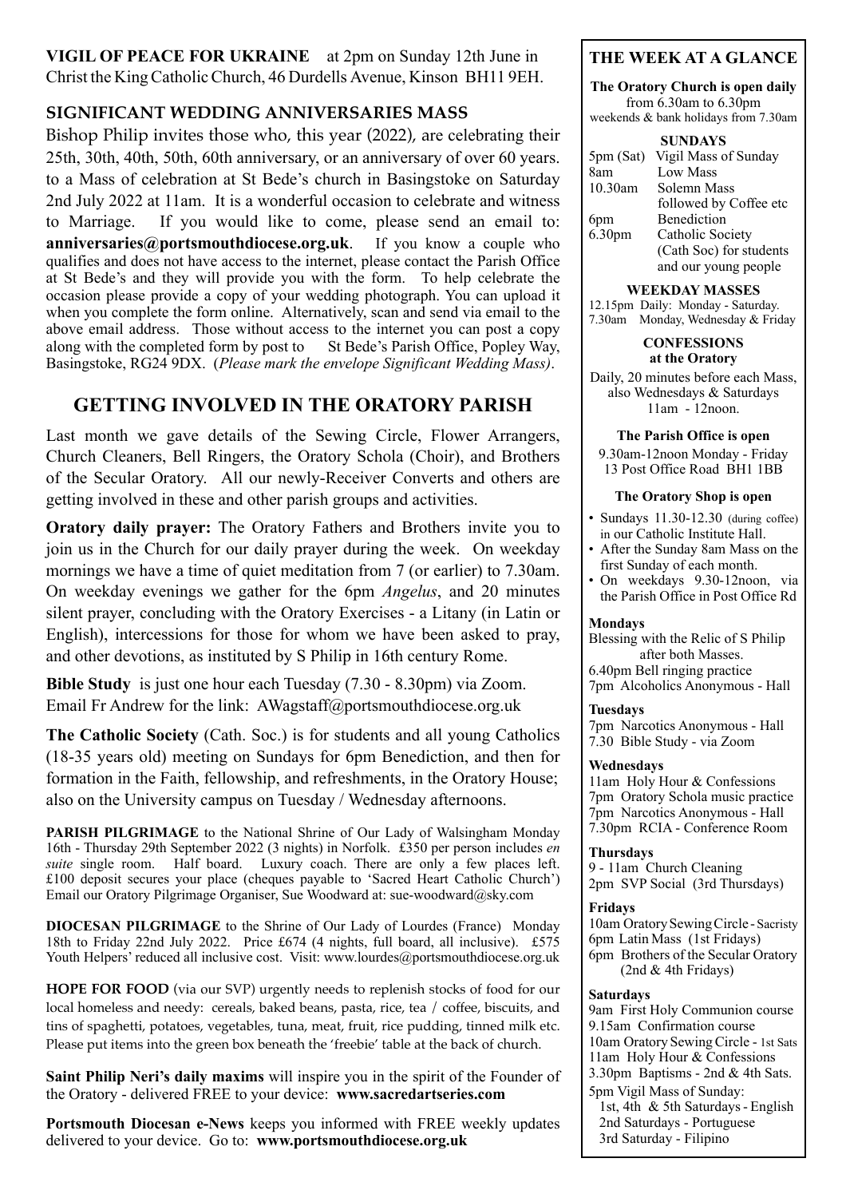**VIGIL OF PEACE FOR UKRAINE** at 2pm on Sunday 12th June in Christ the King Catholic Church, 46 Durdells Avenue, Kinson BH11 9EH.

## SIGNIFICANT WEDDING ANNIVERSARIES MASS

Bishop Philip invites those who, this year (2022), are celebrating their 25th, 30th, 40th, 50th, 60th anniversary, or an anniversary of over 60 years. to a Mass of celebration at St Bede's church in Basingstoke on Saturday 2nd July 2022 at 11am. It is a wonderful occasion to celebrate and witness to Marriage. If you would like to come, please send an email to: **anniversaries@portsmouthdiocese.org.uk**. If you know a couple who qualifies and does not have access to the internet, please contact the Parish Office at St Bede's and they will provide you with the form. To help celebrate the occasion please provide a copy of your wedding photograph. You can upload it when you complete the form online. Alternatively, scan and send via email to the above email address. Those without access to the internet you can post a copy along with the completed form by post to St Bede's Parish Office, Popley Way, Basingstoke, RG24 9DX. (*Please mark the envelope Significant Wedding Mass)*.

## GETTING INVOLVED IN THE ORATORY PARISH

Last month we gave details of the Sewing Circle, Flower Arrangers, Church Cleaners, Bell Ringers, the Oratory Schola (Choir), and Brothers of the Secular Oratory. All our newly-Receiver Converts and others are getting involved in these and other parish groups and activities.

**Oratory daily prayer:** The Oratory Fathers and Brothers invite you to join us in the Church for our daily prayer during the week. On weekday mornings we have a time of quiet meditation from 7 (or earlier) to 7.30am. On weekday evenings we gather for the 6pm *Angelus*, and 20 minutes silent prayer, concluding with the Oratory Exercises - a Litany (in Latin or English), intercessions for those for whom we have been asked to pray, and other devotions, as instituted by S Philip in 16th century Rome.

**Bible Study** is just one hour each Tuesday (7.30 - 8.30pm) via Zoom. Email Fr Andrew for the link: AWagstaff@portsmouthdiocese.org.uk

**The Catholic Society** (Cath. Soc.) is for students and all young Catholics (18-35 years old) meeting on Sundays for 6pm Benediction, and then for formation in the Faith, fellowship, and refreshments, in the Oratory House; also on the University campus on Tuesday / Wednesday afternoons.

**PARISH PILGRIMAGE** to the National Shrine of Our Lady of Walsingham Monday 16th - Thursday 29th September 2022 (3 nights) in Norfolk. £350 per person includes *en suite* single room. Half board. Luxury coach. There are only a few places left. £100 deposit secures your place (cheques payable to 'Sacred Heart Catholic Church') Email our Oratory Pilgrimage Organiser, Sue Woodward at: sue-woodward@sky.com

**DIOCESAN PILGRIMAGE** to the Shrine of Our Lady of Lourdes (France) Monday 18th to Friday 22nd July 2022. Price £674 (4 nights, full board, all inclusive). £575 Youth Helpers' reduced all inclusive cost. Visit: www.lourdes@portsmouthdiocese.org.uk

**HOPE FOR FOOD** (via our SVP) urgently needs to replenish stocks of food for our local homeless and needy: cereals, baked beans, pasta, rice, tea / coffee, biscuits, and tins of spaghetti, potatoes, vegetables, tuna, meat, fruit, rice pudding, tinned milk etc. Please put items into the green box beneath the 'freebie' table at the back of church.

**Saint Philip Neri's daily maxims** will inspire you in the spirit of the Founder of the Oratory - delivered FREE to your device: **www.sacredartseries.com**

**Portsmouth Diocesan e-News** keeps you informed with FREE weekly updates delivered to your device. Go to: **www.portsmouthdiocese.org.uk**

## THE WEEK AT A GLANCE

**The Oratory Church is open daily**
from 6.30am to 6.30pm
weekends & bank holidays from 7.30am

**SUNDAYS**

5pm (Sat) Vigil Mass of Sunday
8am Low Mass
10.30am Solemn Mass followed by Coffee etc
6pm Benediction
6.30pm Catholic Society (Cath Soc) for students and our young people

**WEEKDAY MASSES**

12.15pm Daily: Monday - Saturday.
7.30am Monday, Wednesday & Friday

**CONFESSIONS at the Oratory**

Daily, 20 minutes before each Mass, also Wednesdays & Saturdays 11am - 12noon.

**The Parish Office is open**

9.30am-12noon Monday - Friday
13 Post Office Road BH1 1BB

**The Oratory Shop is open**

- Sundays 11.30-12.30 (during coffee) in our Catholic Institute Hall.
- After the Sunday 8am Mass on the first Sunday of each month.
- On weekdays 9.30-12noon, via the Parish Office in Post Office Rd

**Mondays**
Blessing with the Relic of S Philip after both Masses.
6.40pm Bell ringing practice
7pm Alcoholics Anonymous - Hall

**Tuesdays**
7pm Narcotics Anonymous - Hall
7.30 Bible Study - via Zoom

**Wednesdays**
11am Holy Hour & Confessions
7pm Oratory Schola music practice
7pm Narcotics Anonymous - Hall
7.30pm RCIA - Conference Room

**Thursdays**
9 - 11am Church Cleaning
2pm SVP Social (3rd Thursdays)

**Fridays**
10am Oratory Sewing Circle - Sacristy
6pm Latin Mass (1st Fridays)
6pm Brothers of the Secular Oratory (2nd & 4th Fridays)

**Saturdays**
9am First Holy Communion course
9.15am Confirmation course
10am Oratory Sewing Circle - 1st Sats
11am Holy Hour & Confessions
3.30pm Baptisms - 2nd & 4th Sats.
5pm Vigil Mass of Sunday:
1st, 4th & 5th Saturdays - English
2nd Saturdays - Portuguese
3rd Saturday - Filipino